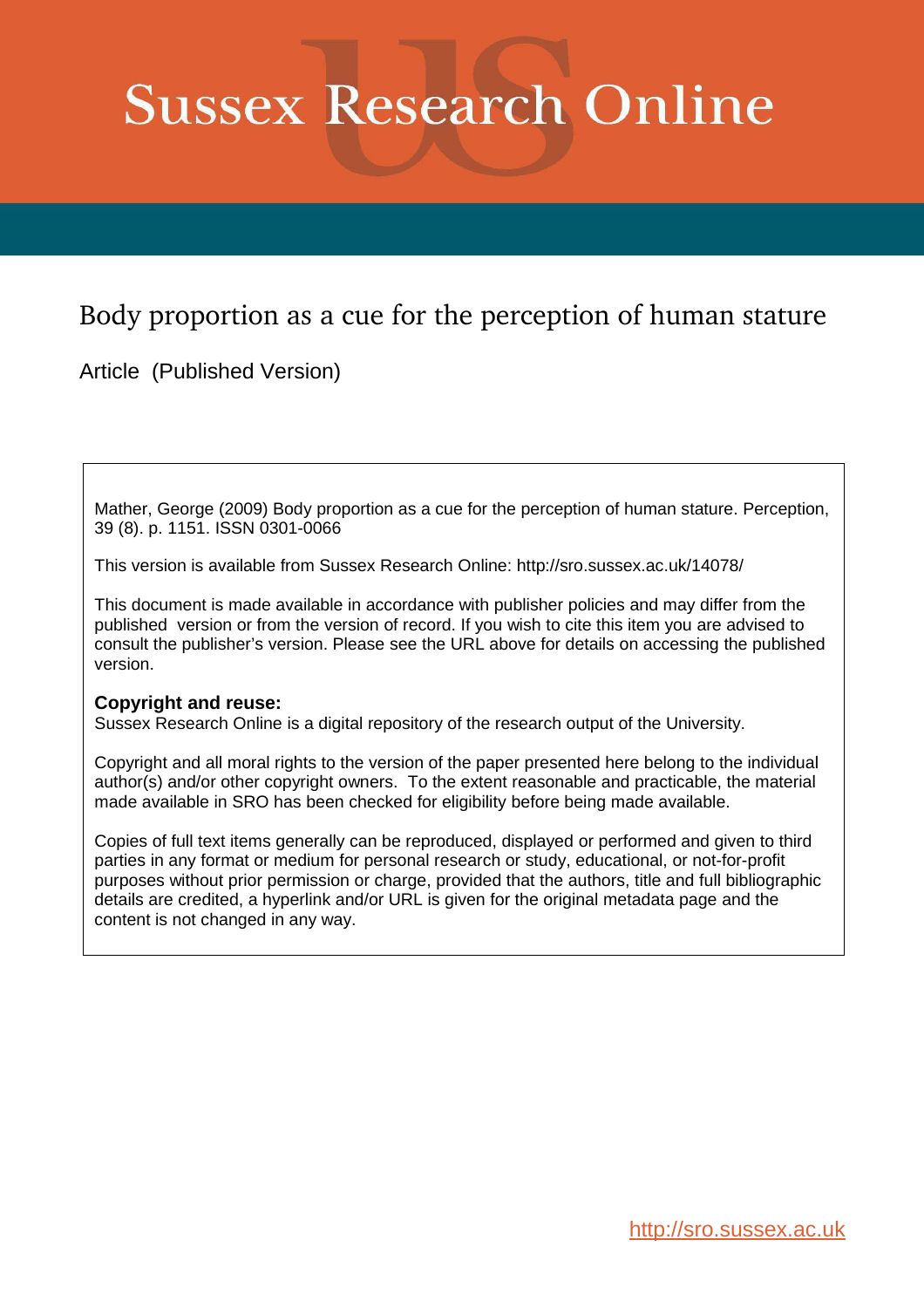# Sussex Research Online

## Body proportion as a cue for the perception of human stature

Article (Published Version)

Mather, George (2009) Body proportion as a cue for the perception of human stature. Perception, 39 (8). p. 1151. ISSN 0301-0066

This version is available from Sussex Research Online: http://sro.sussex.ac.uk/14078/

This document is made available in accordance with publisher policies and may differ from the published version or from the version of record. If you wish to cite this item you are advised to consult the publisher's version. Please see the URL above for details on accessing the published version.

**Copyright and reuse:**
Sussex Research Online is a digital repository of the research output of the University.

Copyright and all moral rights to the version of the paper presented here belong to the individual author(s) and/or other copyright owners. To the extent reasonable and practicable, the material made available in SRO has been checked for eligibility before being made available.

Copies of full text items generally can be reproduced, displayed or performed and given to third parties in any format or medium for personal research or study, educational, or not-for-profit purposes without prior permission or charge, provided that the authors, title and full bibliographic details are credited, a hyperlink and/or URL is given for the original metadata page and the content is not changed in any way.

http://sro.sussex.ac.uk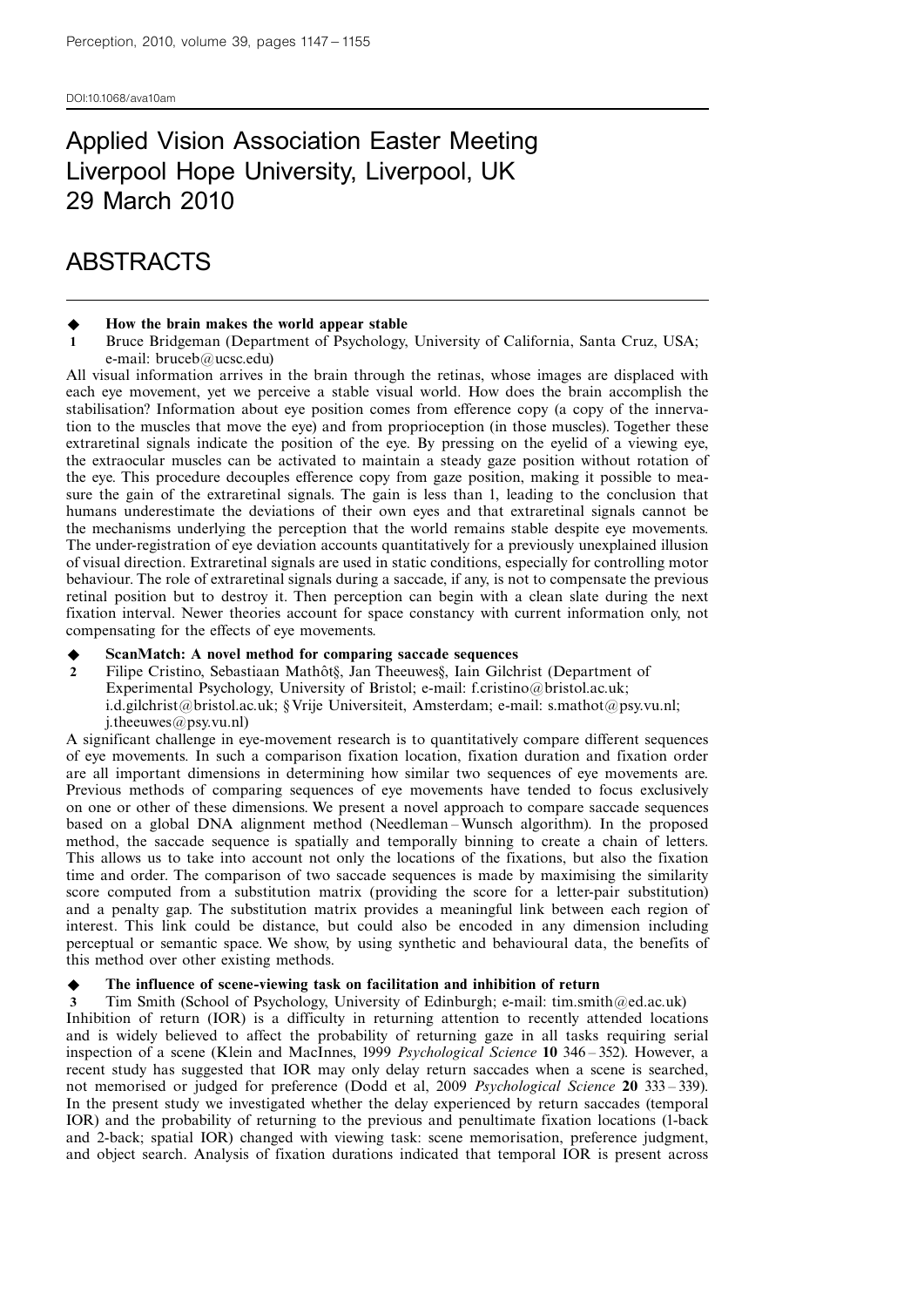DOI:10.1068/ava10am

# Applied Vision Association Easter Meeting Liverpool Hope University, Liverpool, UK 29 March 2010

# ABSTRACTS

◆ **How the brain makes the world appear stable**

**1** Bruce Bridgeman (Department of Psychology, University of California, Santa Cruz, USA; e-mail: bruceb@ucsc.edu)

All visual information arrives in the brain through the retinas, whose images are displaced with each eye movement, yet we perceive a stable visual world. How does the brain accomplish the stabilisation? Information about eye position comes from efference copy (a copy of the innervation to the muscles that move the eye) and from proprioception (in those muscles). Together these extraretinal signals indicate the position of the eye. By pressing on the eyelid of a viewing eye, the extraocular muscles can be activated to maintain a steady gaze position without rotation of the eye. This procedure decouples efference copy from gaze position, making it possible to measure the gain of the extraretinal signals. The gain is less than 1, leading to the conclusion that humans underestimate the deviations of their own eyes and that extraretinal signals cannot be the mechanisms underlying the perception that the world remains stable despite eye movements. The under-registration of eye deviation accounts quantitatively for a previously unexplained illusion of visual direction. Extraretinal signals are used in static conditions, especially for controlling motor behaviour. The role of extraretinal signals during a saccade, if any, is not to compensate the previous retinal position but to destroy it. Then perception can begin with a clean slate during the next fixation interval. Newer theories account for space constancy with current information only, not compensating for the effects of eye movements.

◆ **ScanMatch: A novel method for comparing saccade sequences**

**2** Filipe Cristino, Sebastiaan Mathôt§, Jan Theeuwes§, Iain Gilchrist (Department of Experimental Psychology, University of Bristol; e-mail: f.cristino@bristol.ac.uk; i.d.gilchrist@bristol.ac.uk; § Vrije Universiteit, Amsterdam; e-mail: s.mathot@psy.vu.nl; j.theeuwes@psy.vu.nl)

A significant challenge in eye-movement research is to quantitatively compare different sequences of eye movements. In such a comparison fixation location, fixation duration and fixation order are all important dimensions in determining how similar two sequences of eye movements are. Previous methods of comparing sequences of eye movements have tended to focus exclusively on one or other of these dimensions. We present a novel approach to compare saccade sequences based on a global DNA alignment method (Needleman – Wunsch algorithm). In the proposed method, the saccade sequence is spatially and temporally binning to create a chain of letters. This allows us to take into account not only the locations of the fixations, but also the fixation time and order. The comparison of two saccade sequences is made by maximising the similarity score computed from a substitution matrix (providing the score for a letter-pair substitution) and a penalty gap. The substitution matrix provides a meaningful link between each region of interest. This link could be distance, but could also be encoded in any dimension including perceptual or semantic space. We show, by using synthetic and behavioural data, the benefits of this method over other existing methods.

◆ **The influence of scene-viewing task on facilitation and inhibition of return**

**3** Tim Smith (School of Psychology, University of Edinburgh; e-mail: tim.smith@ed.ac.uk)

Inhibition of return (IOR) is a difficulty in returning attention to recently attended locations and is widely believed to affect the probability of returning gaze in all tasks requiring serial inspection of a scene (Klein and MacInnes, 1999 *Psychological Science* **10** 346 – 352). However, a recent study has suggested that IOR may only delay return saccades when a scene is searched, not memorised or judged for preference (Dodd et al, 2009 *Psychological Science* **20** 333 – 339). In the present study we investigated whether the delay experienced by return saccades (temporal IOR) and the probability of returning to the previous and penultimate fixation locations (1-back and 2-back; spatial IOR) changed with viewing task: scene memorisation, preference judgment, and object search. Analysis of fixation durations indicated that temporal IOR is present across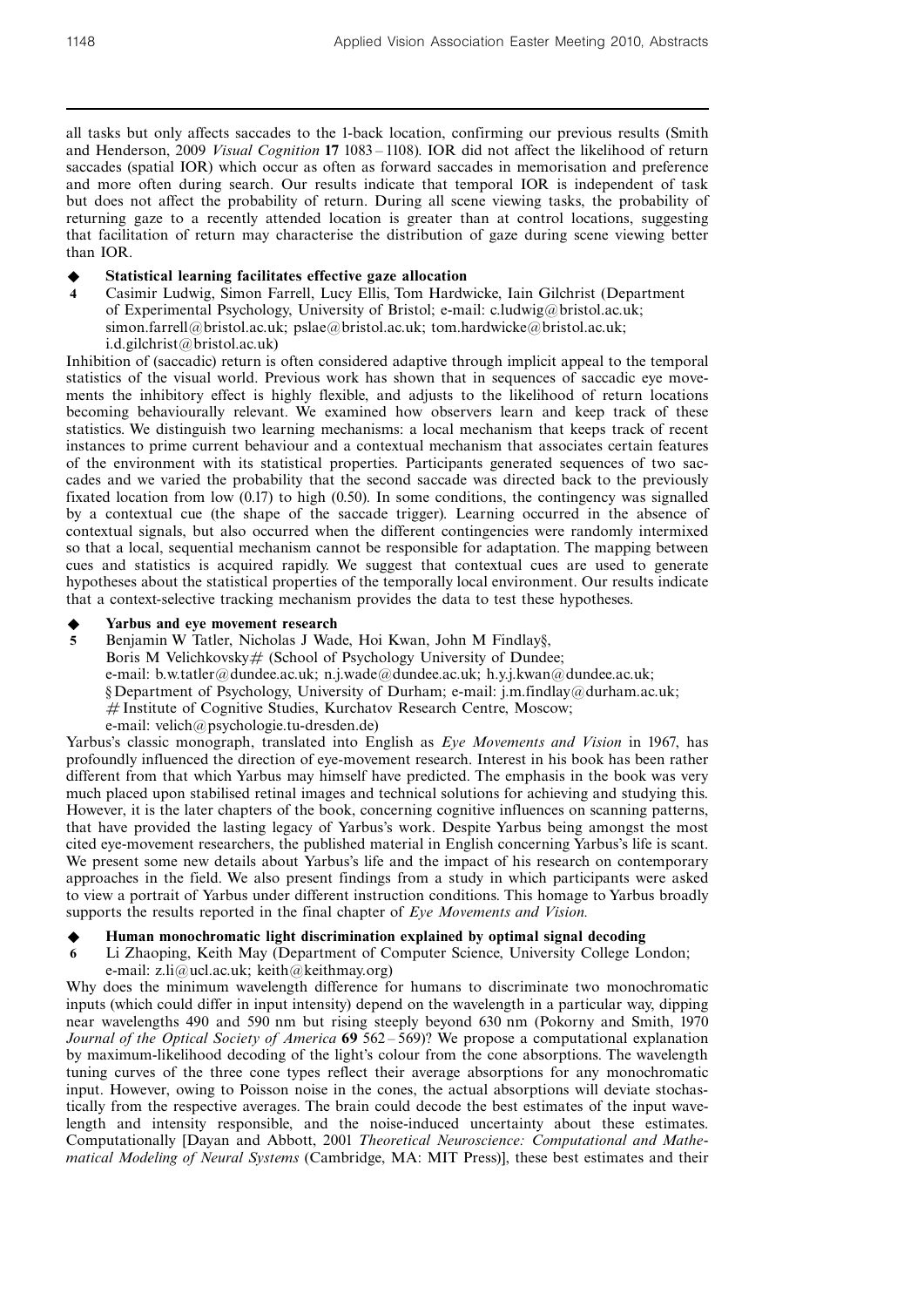all tasks but only affects saccades to the 1-back location, confirming our previous results (Smith and Henderson, 2009 *Visual Cognition* **17** 1083–1108). IOR did not affect the likelihood of return saccades (spatial IOR) which occur as often as forward saccades in memorisation and preference and more often during search. Our results indicate that temporal IOR is independent of task but does not affect the probability of return. During all scene viewing tasks, the probability of returning gaze to a recently attended location is greater than at control locations, suggesting that facilitation of return may characterise the distribution of gaze during scene viewing better than IOR.

◆ **Statistical learning facilitates effective gaze allocation**

**4** Casimir Ludwig, Simon Farrell, Lucy Ellis, Tom Hardwicke, Iain Gilchrist (Department of Experimental Psychology, University of Bristol; e-mail: c.ludwig@bristol.ac.uk; simon.farrell@bristol.ac.uk; pslae@bristol.ac.uk; tom.hardwicke@bristol.ac.uk; i.d.gilchrist@bristol.ac.uk)

Inhibition of (saccadic) return is often considered adaptive through implicit appeal to the temporal statistics of the visual world. Previous work has shown that in sequences of saccadic eye movements the inhibitory effect is highly flexible, and adjusts to the likelihood of return locations becoming behaviourally relevant. We examined how observers learn and keep track of these statistics. We distinguish two learning mechanisms: a local mechanism that keeps track of recent instances to prime current behaviour and a contextual mechanism that associates certain features of the environment with its statistical properties. Participants generated sequences of two saccades and we varied the probability that the second saccade was directed back to the previously fixated location from low (0.17) to high (0.50). In some conditions, the contingency was signalled by a contextual cue (the shape of the saccade trigger). Learning occurred in the absence of contextual signals, but also occurred when the different contingencies were randomly intermixed so that a local, sequential mechanism cannot be responsible for adaptation. The mapping between cues and statistics is acquired rapidly. We suggest that contextual cues are used to generate hypotheses about the statistical properties of the temporally local environment. Our results indicate that a context-selective tracking mechanism provides the data to test these hypotheses.

◆ **Yarbus and eye movement research**

**5** Benjamin W Tatler, Nicholas J Wade, Hoi Kwan, John M Findlay§, Boris M Velichkovsky# (School of Psychology University of Dundee; e-mail: b.w.tatler@dundee.ac.uk; n.j.wade@dundee.ac.uk; h.y.j.kwan@dundee.ac.uk; § Department of Psychology, University of Durham; e-mail: j.m.findlay@durham.ac.uk; # Institute of Cognitive Studies, Kurchatov Research Centre, Moscow; e-mail: velich@psychologie.tu-dresden.de)

Yarbus's classic monograph, translated into English as *Eye Movements and Vision* in 1967, has profoundly influenced the direction of eye-movement research. Interest in his book has been rather different from that which Yarbus may himself have predicted. The emphasis in the book was very much placed upon stabilised retinal images and technical solutions for achieving and studying this. However, it is the later chapters of the book, concerning cognitive influences on scanning patterns, that have provided the lasting legacy of Yarbus's work. Despite Yarbus being amongst the most cited eye-movement researchers, the published material in English concerning Yarbus's life is scant. We present some new details about Yarbus's life and the impact of his research on contemporary approaches in the field. We also present findings from a study in which participants were asked to view a portrait of Yarbus under different instruction conditions. This homage to Yarbus broadly supports the results reported in the final chapter of *Eye Movements and Vision.*

◆ **Human monochromatic light discrimination explained by optimal signal decoding**

**6** Li Zhaoping, Keith May (Department of Computer Science, University College London; e-mail: z.li@ucl.ac.uk; keith@keithmay.org)

Why does the minimum wavelength difference for humans to discriminate two monochromatic inputs (which could differ in input intensity) depend on the wavelength in a particular way, dipping near wavelengths 490 and 590 nm but rising steeply beyond 630 nm (Pokorny and Smith, 1970 *Journal of the Optical Society of America* **69** 562–569)? We propose a computational explanation by maximum-likelihood decoding of the light's colour from the cone absorptions. The wavelength tuning curves of the three cone types reflect their average absorptions for any monochromatic input. However, owing to Poisson noise in the cones, the actual absorptions will deviate stochastically from the respective averages. The brain could decode the best estimates of the input wavelength and intensity responsible, and the noise-induced uncertainty about these estimates. Computationally [Dayan and Abbott, 2001 *Theoretical Neuroscience: Computational and Mathematical Modeling of Neural Systems* (Cambridge, MA: MIT Press)], these best estimates and their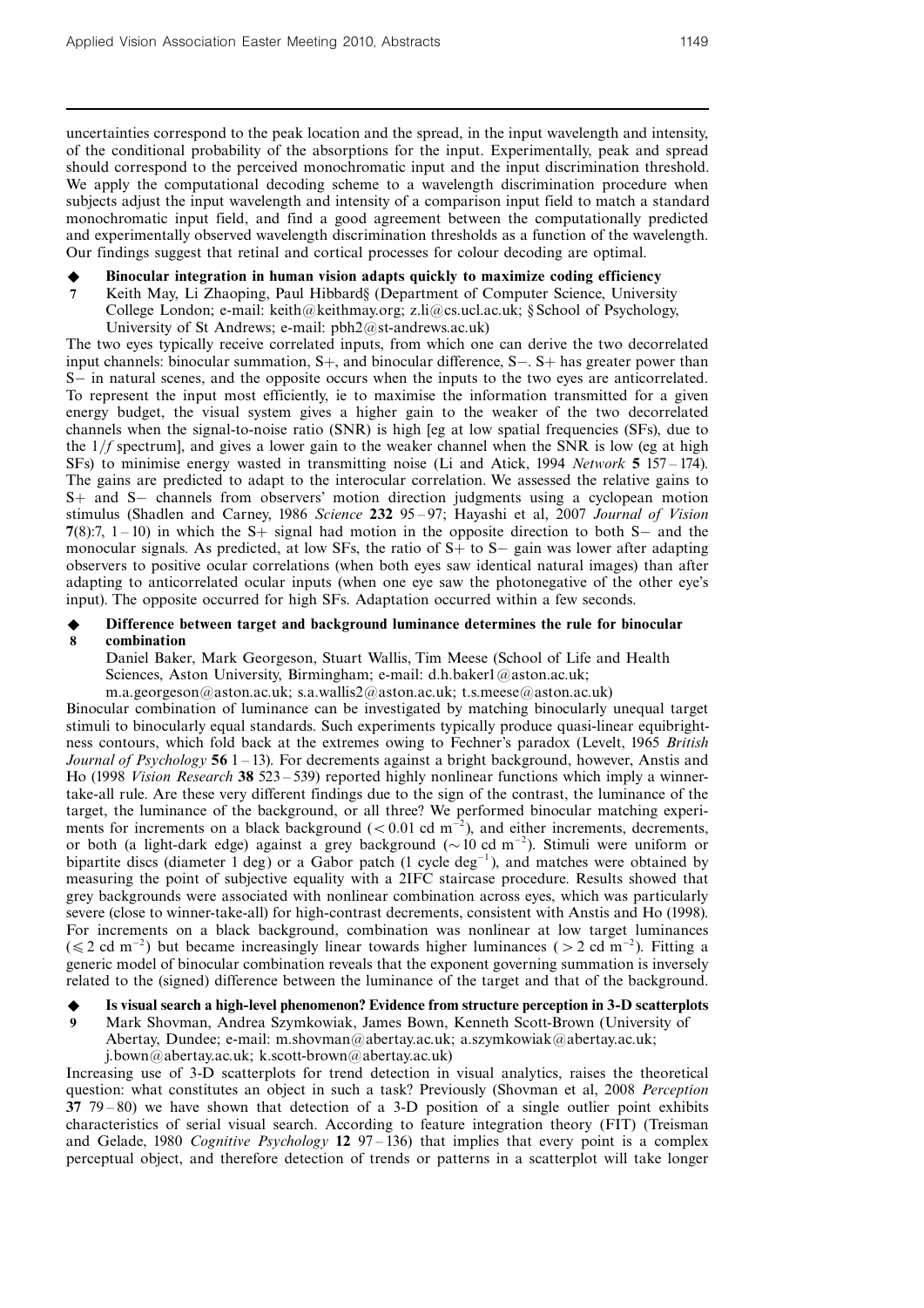uncertainties correspond to the peak location and the spread, in the input wavelength and intensity, of the conditional probability of the absorptions for the input. Experimentally, peak and spread should correspond to the perceived monochromatic input and the input discrimination threshold. We apply the computational decoding scheme to a wavelength discrimination procedure when subjects adjust the input wavelength and intensity of a comparison input field to match a standard monochromatic input field, and find a good agreement between the computationally predicted and experimentally observed wavelength discrimination thresholds as a function of the wavelength. Our findings suggest that retinal and cortical processes for colour decoding are optimal.

### ◆ 7 Binocular integration in human vision adapts quickly to maximize coding efficiency

Keith May, Li Zhaoping, Paul Hibbard§ (Department of Computer Science, University College London; e-mail: keith@keithmay.org; z.li@cs.ucl.ac.uk; §School of Psychology, University of St Andrews; e-mail: pbh2@st-andrews.ac.uk)

The two eyes typically receive correlated inputs, from which one can derive the two decorrelated input channels: binocular summation, S+, and binocular difference, S−. S+ has greater power than S− in natural scenes, and the opposite occurs when the inputs to the two eyes are anticorrelated. To represent the input most efficiently, ie to maximise the information transmitted for a given energy budget, the visual system gives a higher gain to the weaker of the two decorrelated channels when the signal-to-noise ratio (SNR) is high [eg at low spatial frequencies (SFs), due to the $1/f$ spectrum], and gives a lower gain to the weaker channel when the SNR is low (eg at high SFs) to minimise energy wasted in transmitting noise (Li and Atick, 1994 *Network* **5** 157 – 174). The gains are predicted to adapt to the interocular correlation. We assessed the relative gains to S+ and S− channels from observers' motion direction judgments using a cyclopean motion stimulus (Shadlen and Carney, 1986 *Science* **232** 95 – 97; Hayashi et al, 2007 *Journal of Vision* **7**(8):7, 1 – 10) in which the S+ signal had motion in the opposite direction to both S− and the monocular signals. As predicted, at low SFs, the ratio of S+ to S− gain was lower after adapting observers to positive ocular correlations (when both eyes saw identical natural images) than after adapting to anticorrelated ocular inputs (when one eye saw the photonegative of the other eye's input). The opposite occurred for high SFs. Adaptation occurred within a few seconds.

### ◆ 8 Difference between target and background luminance determines the rule for binocular combination

Daniel Baker, Mark Georgeson, Stuart Wallis, Tim Meese (School of Life and Health Sciences, Aston University, Birmingham; e-mail: d.h.baker1@aston.ac.uk; m.a.georgeson@aston.ac.uk; s.a.wallis2@aston.ac.uk; t.s.meese@aston.ac.uk)

Binocular combination of luminance can be investigated by matching binocularly unequal target stimuli to binocularly equal standards. Such experiments typically produce quasi-linear equibrightness contours, which fold back at the extremes owing to Fechner's paradox (Levelt, 1965 *British Journal of Psychology* **56** 1 – 13). For decrements against a bright background, however, Anstis and Ho (1998 *Vision Research* **38** 523 – 539) reported highly nonlinear functions which imply a winner-take-all rule. Are these very different findings due to the sign of the contrast, the luminance of the target, the luminance of the background, or all three? We performed binocular matching experiments for increments on a black background ($< 0.01$ cd m$^{-2}$), and either increments, decrements, or both (a light-dark edge) against a grey background ($\sim 10$ cd m$^{-2}$). Stimuli were uniform or bipartite discs (diameter 1 deg) or a Gabor patch (1 cycle deg$^{-1}$), and matches were obtained by measuring the point of subjective equality with a 2IFC staircase procedure. Results showed that grey backgrounds were associated with nonlinear combination across eyes, which was particularly severe (close to winner-take-all) for high-contrast decrements, consistent with Anstis and Ho (1998). For increments on a black background, combination was nonlinear at low target luminances ($\leqslant 2$ cd m$^{-2}$) but became increasingly linear towards higher luminances ($> 2$ cd m$^{-2}$). Fitting a generic model of binocular combination reveals that the exponent governing summation is inversely related to the (signed) difference between the luminance of the target and that of the background.

### ◆ 9 Is visual search a high-level phenomenon? Evidence from structure perception in 3-D scatterplots

Mark Shovman, Andrea Szymkowiak, James Bown, Kenneth Scott-Brown (University of Abertay, Dundee; e-mail: m.shovman@abertay.ac.uk; a.szymkowiak@abertay.ac.uk; j.bown@abertay.ac.uk; k.scott-brown@abertay.ac.uk)

Increasing use of 3-D scatterplots for trend detection in visual analytics, raises the theoretical question: what constitutes an object in such a task? Previously (Shovman et al, 2008 *Perception* **37** 79 – 80) we have shown that detection of a 3-D position of a single outlier point exhibits characteristics of serial visual search. According to feature integration theory (FIT) (Treisman and Gelade, 1980 *Cognitive Psychology* **12** 97 – 136) that implies that every point is a complex perceptual object, and therefore detection of trends or patterns in a scatterplot will take longer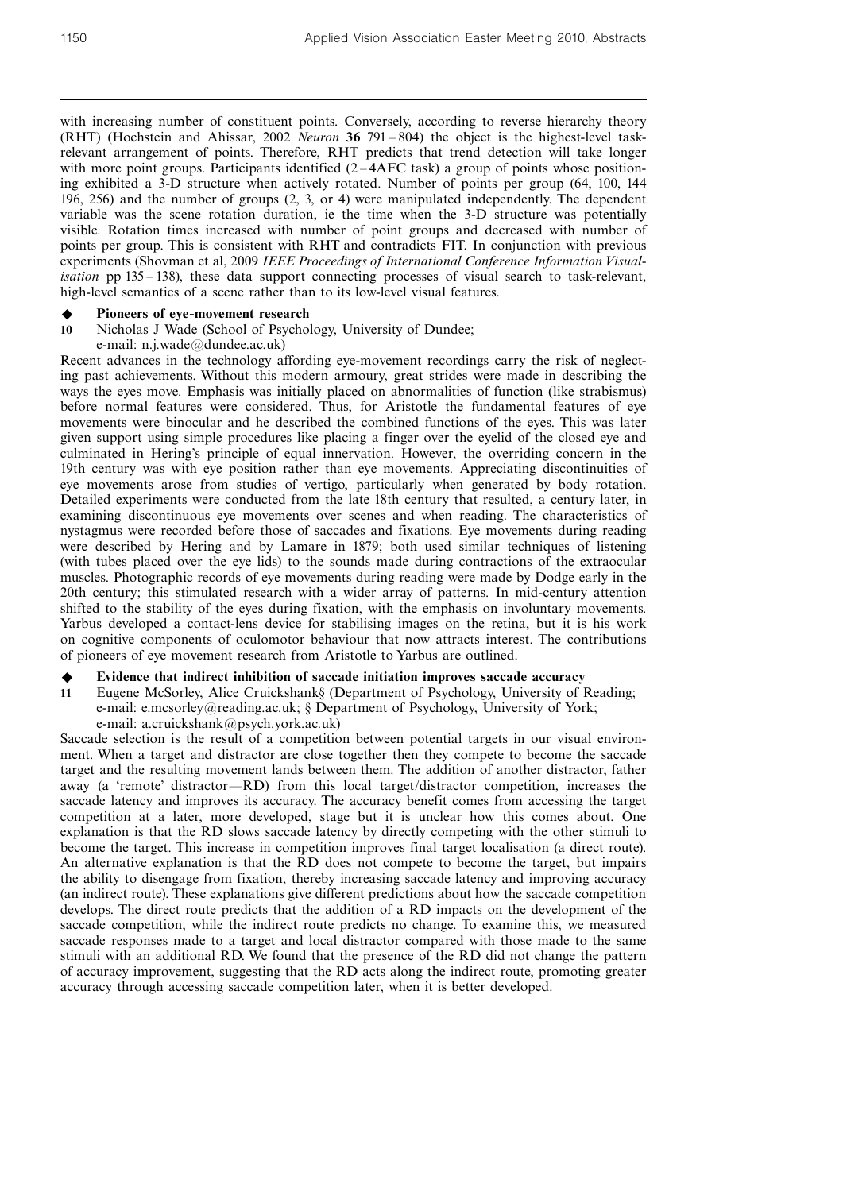with increasing number of constituent points. Conversely, according to reverse hierarchy theory (RHT) (Hochstein and Ahissar, 2002 *Neuron* **36** 791 – 804) the object is the highest-level task-relevant arrangement of points. Therefore, RHT predicts that trend detection will take longer with more point groups. Participants identified (2 – 4AFC task) a group of points whose positioning exhibited a 3-D structure when actively rotated. Number of points per group (64, 100, 144 196, 256) and the number of groups (2, 3, or 4) were manipulated independently. The dependent variable was the scene rotation duration, ie the time when the 3-D structure was potentially visible. Rotation times increased with number of point groups and decreased with number of points per group. This is consistent with RHT and contradicts FIT. In conjunction with previous experiments (Shovman et al, 2009 *IEEE Proceedings of International Conference Information Visualisation* pp 135 – 138), these data support connecting processes of visual search to task-relevant, high-level semantics of a scene rather than to its low-level visual features.

◆ **Pioneers of eye-movement research**

**10** Nicholas J Wade (School of Psychology, University of Dundee; e-mail: n.j.wade@dundee.ac.uk)

Recent advances in the technology affording eye-movement recordings carry the risk of neglecting past achievements. Without this modern armoury, great strides were made in describing the ways the eyes move. Emphasis was initially placed on abnormalities of function (like strabismus) before normal features were considered. Thus, for Aristotle the fundamental features of eye movements were binocular and he described the combined functions of the eyes. This was later given support using simple procedures like placing a finger over the eyelid of the closed eye and culminated in Hering's principle of equal innervation. However, the overriding concern in the 19th century was with eye position rather than eye movements. Appreciating discontinuities of eye movements arose from studies of vertigo, particularly when generated by body rotation. Detailed experiments were conducted from the late 18th century that resulted, a century later, in examining discontinuous eye movements over scenes and when reading. The characteristics of nystagmus were recorded before those of saccades and fixations. Eye movements during reading were described by Hering and by Lamare in 1879; both used similar techniques of listening (with tubes placed over the eye lids) to the sounds made during contractions of the extraocular muscles. Photographic records of eye movements during reading were made by Dodge early in the 20th century; this stimulated research with a wider array of patterns. In mid-century attention shifted to the stability of the eyes during fixation, with the emphasis on involuntary movements. Yarbus developed a contact-lens device for stabilising images on the retina, but it is his work on cognitive components of oculomotor behaviour that now attracts interest. The contributions of pioneers of eye movement research from Aristotle to Yarbus are outlined.

◆ **Evidence that indirect inhibition of saccade initiation improves saccade accuracy**

**11** Eugene McSorley, Alice Cruickshank§ (Department of Psychology, University of Reading; e-mail: e.mcsorley@reading.ac.uk; § Department of Psychology, University of York; e-mail: a.cruickshank@psych.york.ac.uk)

Saccade selection is the result of a competition between potential targets in our visual environment. When a target and distractor are close together then they compete to become the saccade target and the resulting movement lands between them. The addition of another distractor, father away (a 'remote' distractor—RD) from this local target/distractor competition, increases the saccade latency and improves its accuracy. The accuracy benefit comes from accessing the target competition at a later, more developed, stage but it is unclear how this comes about. One explanation is that the RD slows saccade latency by directly competing with the other stimuli to become the target. This increase in competition improves final target localisation (a direct route). An alternative explanation is that the RD does not compete to become the target, but impairs the ability to disengage from fixation, thereby increasing saccade latency and improving accuracy (an indirect route). These explanations give different predictions about how the saccade competition develops. The direct route predicts that the addition of a RD impacts on the development of the saccade competition, while the indirect route predicts no change. To examine this, we measured saccade responses made to a target and local distractor compared with those made to the same stimuli with an additional RD. We found that the presence of the RD did not change the pattern of accuracy improvement, suggesting that the RD acts along the indirect route, promoting greater accuracy through accessing saccade competition later, when it is better developed.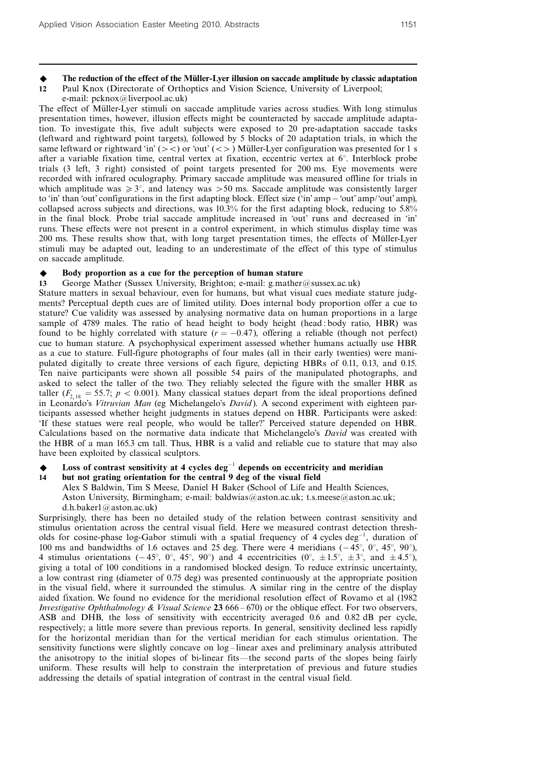◆ **The reduction of the effect of the Müller-Lyer illusion on saccade amplitude by classic adaptation**

**12** Paul Knox (Directorate of Orthoptics and Vision Science, University of Liverpool; e-mail: pcknox@liverpool.ac.uk)

The effect of Müller-Lyer stimuli on saccade amplitude varies across studies. With long stimulus presentation times, however, illusion effects might be counteracted by saccade amplitude adaptation. To investigate this, five adult subjects were exposed to 20 pre-adaptation saccade tasks (leftward and rightward point targets), followed by 5 blocks of 20 adaptation trials, in which the same leftward or rightward 'in' (> <) or 'out' (< >) Müller-Lyer configuration was presented for 1 s after a variable fixation time, central vertex at fixation, eccentric vertex at 6°. Interblock probe trials (3 left, 3 right) consisted of point targets presented for 200 ms. Eye movements were recorded with infrared oculography. Primary saccade amplitude was measured offline for trials in which amplitude was $\geqslant 3°$, and latency was $> 50$ ms. Saccade amplitude was consistently larger to 'in' than 'out' configurations in the first adapting block. Effect size ('in' amp − 'out' amp/'out' amp), collapsed across subjects and directions, was 10.3% for the first adapting block, reducing to 5.8% in the final block. Probe trial saccade amplitude increased in 'out' runs and decreased in 'in' runs. These effects were not present in a control experiment, in which stimulus display time was 200 ms. These results show that, with long target presentation times, the effects of Müller-Lyer stimuli may be adapted out, leading to an underestimate of the effect of this type of stimulus on saccade amplitude.

◆ **Body proportion as a cue for the perception of human stature**

**13** George Mather (Sussex University, Brighton; e-mail: g.mather@sussex.ac.uk)

Stature matters in sexual behaviour, even for humans, but what visual cues mediate stature judgments? Perceptual depth cues are of limited utility. Does internal body proportion offer a cue to stature? Cue validity was assessed by analysing normative data on human proportions in a large sample of 4789 males. The ratio of head height to body height (head : body ratio, HBR) was found to be highly correlated with stature ($r = -0.47$), offering a reliable (though not perfect) cue to human stature. A psychophysical experiment assessed whether humans actually use HBR as a cue to stature. Full-figure photographs of four males (all in their early twenties) were manipulated digitally to create three versions of each figure, depicting HBRs of 0.11, 0.13, and 0.15. Ten naive participants were shown all possible 54 pairs of the manipulated photographs, and asked to select the taller of the two. They reliably selected the figure with the smaller HBR as taller ($F_{2,18} = 55.7$; $p < 0.001$). Many classical statues depart from the ideal proportions defined in Leonardo's *Vitruvian Man* (eg Michelangelo's *David*). A second experiment with eighteen participants assessed whether height judgments in statues depend on HBR. Participants were asked: 'If these statues were real people, who would be taller?' Perceived stature depended on HBR. Calculations based on the normative data indicate that Michelangelo's *David* was created with the HBR of a man 165.3 cm tall. Thus, HBR is a valid and reliable cue to stature that may also have been exploited by classical sculptors.

◆ **Loss of contrast sensitivity at 4 cycles $\deg^{-1}$ depends on eccentricity and meridian but not grating orientation for the central 9 deg of the visual field**

**14** Alex S Baldwin, Tim S Meese, Daniel H Baker (School of Life and Health Sciences, Aston University, Birmingham; e-mail: baldwias@aston.ac.uk; t.s.meese@aston.ac.uk; d.h.baker1@aston.ac.uk)

Surprisingly, there has been no detailed study of the relation between contrast sensitivity and stimulus orientation across the central visual field. Here we measured contrast detection thresholds for cosine-phase log-Gabor stimuli with a spatial frequency of 4 cycles $\deg^{-1}$, duration of 100 ms and bandwidths of 1.6 octaves and 25 deg. There were 4 meridians (−45°, 0°, 45°, 90°), 4 stimulus orientations (−45°, 0°, 45°, 90°) and 4 eccentricities (0°, ±1.5°, ±3°, and ±4.5°), giving a total of 100 conditions in a randomised blocked design. To reduce extrinsic uncertainty, a low contrast ring (diameter of 0.75 deg) was presented continuously at the appropriate position in the visual field, where it surrounded the stimulus. A similar ring in the centre of the display aided fixation. We found no evidence for the meridional resolution effect of Rovamo et al (1982 *Investigative Ophthalmology & Visual Science* **23** 666 – 670) or the oblique effect. For two observers, ASB and DHB, the loss of sensitivity with eccentricity averaged 0.6 and 0.82 dB per cycle, respectively; a little more severe than previous reports. In general, sensitivity declined less rapidly for the horizontal meridian than for the vertical meridian for each stimulus orientation. The sensitivity functions were slightly concave on log – linear axes and preliminary analysis attributed the anisotropy to the initial slopes of bi-linear fits—the second parts of the slopes being fairly uniform. These results will help to constrain the interpretation of previous and future studies addressing the details of spatial integration of contrast in the central visual field.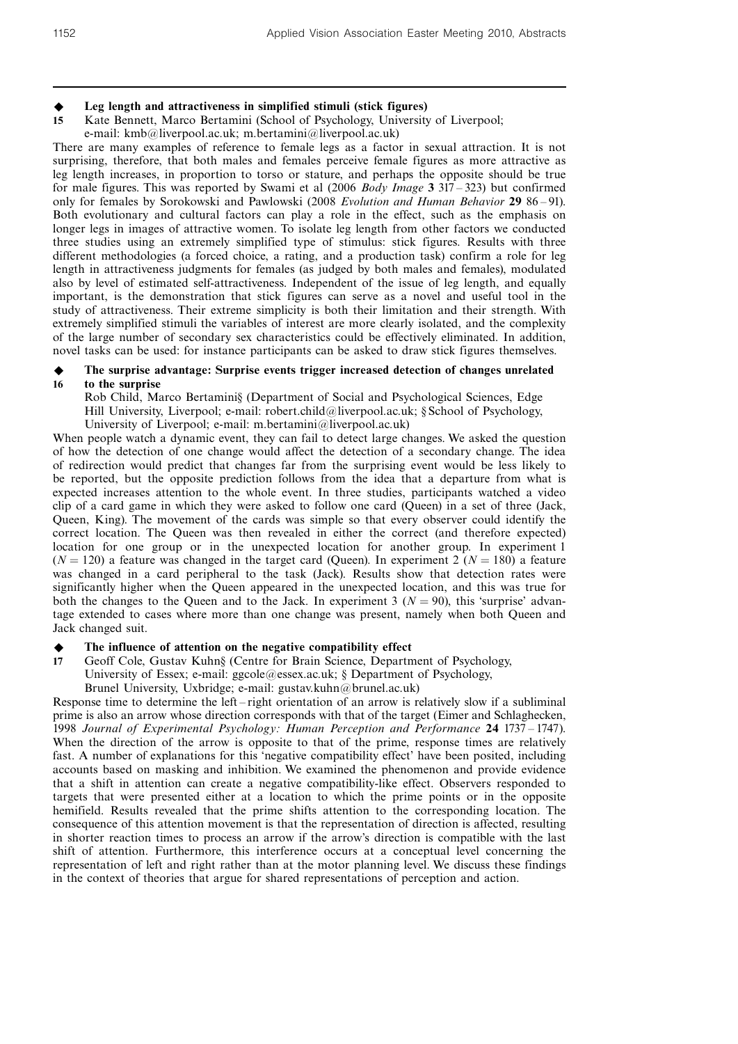### ◆ 15 Leg length and attractiveness in simplified stimuli (stick figures)

Kate Bennett, Marco Bertamini (School of Psychology, University of Liverpool; e-mail: kmb@liverpool.ac.uk; m.bertamini@liverpool.ac.uk)

There are many examples of reference to female legs as a factor in sexual attraction. It is not surprising, therefore, that both males and females perceive female figures as more attractive as leg length increases, in proportion to torso or stature, and perhaps the opposite should be true for male figures. This was reported by Swami et al (2006 *Body Image* **3** 317 – 323) but confirmed only for females by Sorokowski and Pawlowski (2008 *Evolution and Human Behavior* **29** 86 – 91). Both evolutionary and cultural factors can play a role in the effect, such as the emphasis on longer legs in images of attractive women. To isolate leg length from other factors we conducted three studies using an extremely simplified type of stimulus: stick figures. Results with three different methodologies (a forced choice, a rating, and a production task) confirm a role for leg length in attractiveness judgments for females (as judged by both males and females), modulated also by level of estimated self-attractiveness. Independent of the issue of leg length, and equally important, is the demonstration that stick figures can serve as a novel and useful tool in the study of attractiveness. Their extreme simplicity is both their limitation and their strength. With extremely simplified stimuli the variables of interest are more clearly isolated, and the complexity of the large number of secondary sex characteristics could be effectively eliminated. In addition, novel tasks can be used: for instance participants can be asked to draw stick figures themselves.

### ◆ 16 The surprise advantage: Surprise events trigger increased detection of changes unrelated to the surprise

Rob Child, Marco Bertamini§ (Department of Social and Psychological Sciences, Edge Hill University, Liverpool; e-mail: robert.child@liverpool.ac.uk; § School of Psychology, University of Liverpool; e-mail: m.bertamini@liverpool.ac.uk)

When people watch a dynamic event, they can fail to detect large changes. We asked the question of how the detection of one change would affect the detection of a secondary change. The idea of redirection would predict that changes far from the surprising event would be less likely to be reported, but the opposite prediction follows from the idea that a departure from what is expected increases attention to the whole event. In three studies, participants watched a video clip of a card game in which they were asked to follow one card (Queen) in a set of three (Jack, Queen, King). The movement of the cards was simple so that every observer could identify the correct location. The Queen was then revealed in either the correct (and therefore expected) location for one group or in the unexpected location for another group. In experiment 1 ($N = 120$) a feature was changed in the target card (Queen). In experiment 2 ($N = 180$) a feature was changed in a card peripheral to the task (Jack). Results show that detection rates were significantly higher when the Queen appeared in the unexpected location, and this was true for both the changes to the Queen and to the Jack. In experiment 3 ($N = 90$), this 'surprise' advantage extended to cases where more than one change was present, namely when both Queen and Jack changed suit.

### ◆ 17 The influence of attention on the negative compatibility effect

Geoff Cole, Gustav Kuhn§ (Centre for Brain Science, Department of Psychology, University of Essex; e-mail: ggcole@essex.ac.uk; § Department of Psychology, Brunel University, Uxbridge; e-mail: gustav.kuhn@brunel.ac.uk)

Response time to determine the left – right orientation of an arrow is relatively slow if a subliminal prime is also an arrow whose direction corresponds with that of the target (Eimer and Schlaghecken, 1998 *Journal of Experimental Psychology: Human Perception and Performance* **24** 1737 – 1747). When the direction of the arrow is opposite to that of the prime, response times are relatively fast. A number of explanations for this 'negative compatibility effect' have been posited, including accounts based on masking and inhibition. We examined the phenomenon and provide evidence that a shift in attention can create a negative compatibility-like effect. Observers responded to targets that were presented either at a location to which the prime points or in the opposite hemifield. Results revealed that the prime shifts attention to the corresponding location. The consequence of this attention movement is that the representation of direction is affected, resulting in shorter reaction times to process an arrow if the arrow's direction is compatible with the last shift of attention. Furthermore, this interference occurs at a conceptual level concerning the representation of left and right rather than at the motor planning level. We discuss these findings in the context of theories that argue for shared representations of perception and action.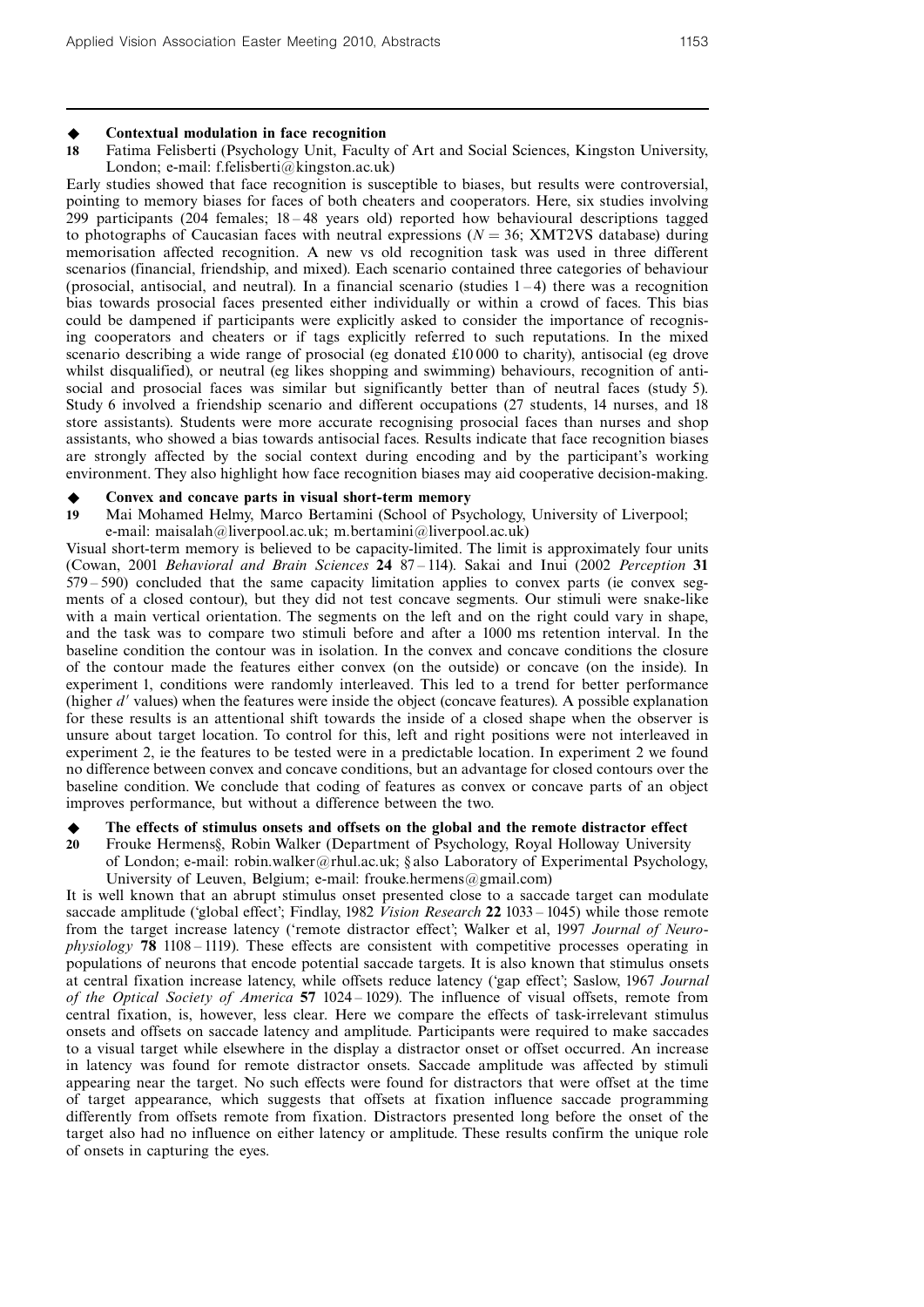◆ **Contextual modulation in face recognition**

**18** Fatima Felisberti (Psychology Unit, Faculty of Art and Social Sciences, Kingston University, London; e-mail: f.felisberti@kingston.ac.uk)

Early studies showed that face recognition is susceptible to biases, but results were controversial, pointing to memory biases for faces of both cheaters and cooperators. Here, six studies involving 299 participants (204 females; 18 – 48 years old) reported how behavioural descriptions tagged to photographs of Caucasian faces with neutral expressions ($N = 36$; XMT2VS database) during memorisation affected recognition. A new vs old recognition task was used in three different scenarios (financial, friendship, and mixed). Each scenario contained three categories of behaviour (prosocial, antisocial, and neutral). In a financial scenario (studies 1 – 4) there was a recognition bias towards prosocial faces presented either individually or within a crowd of faces. This bias could be dampened if participants were explicitly asked to consider the importance of recognising cooperators and cheaters or if tags explicitly referred to such reputations. In the mixed scenario describing a wide range of prosocial (eg donated £10 000 to charity), antisocial (eg drove whilst disqualified), or neutral (eg likes shopping and swimming) behaviours, recognition of antisocial and prosocial faces was similar but significantly better than of neutral faces (study 5). Study 6 involved a friendship scenario and different occupations (27 students, 14 nurses, and 18 store assistants). Students were more accurate recognising prosocial faces than nurses and shop assistants, who showed a bias towards antisocial faces. Results indicate that face recognition biases are strongly affected by the social context during encoding and by the participant's working environment. They also highlight how face recognition biases may aid cooperative decision-making.

◆ **Convex and concave parts in visual short-term memory**

**19** Mai Mohamed Helmy, Marco Bertamini (School of Psychology, University of Liverpool; e-mail: maisalah@liverpool.ac.uk; m.bertamini@liverpool.ac.uk)

Visual short-term memory is believed to be capacity-limited. The limit is approximately four units (Cowan, 2001 *Behavioral and Brain Sciences* **24** 87 – 114). Sakai and Inui (2002 *Perception* **31** 579 – 590) concluded that the same capacity limitation applies to convex parts (ie convex segments of a closed contour), but they did not test concave segments. Our stimuli were snake-like with a main vertical orientation. The segments on the left and on the right could vary in shape, and the task was to compare two stimuli before and after a 1000 ms retention interval. In the baseline condition the contour was in isolation. In the convex and concave conditions the closure of the contour made the features either convex (on the outside) or concave (on the inside). In experiment 1, conditions were randomly interleaved. This led to a trend for better performance (higher $d'$ values) when the features were inside the object (concave features). A possible explanation for these results is an attentional shift towards the inside of a closed shape when the observer is unsure about target location. To control for this, left and right positions were not interleaved in experiment 2, ie the features to be tested were in a predictable location. In experiment 2 we found no difference between convex and concave conditions, but an advantage for closed contours over the baseline condition. We conclude that coding of features as convex or concave parts of an object improves performance, but without a difference between the two.

◆ **The effects of stimulus onsets and offsets on the global and the remote distractor effect**

**20** Frouke Hermens§, Robin Walker (Department of Psychology, Royal Holloway University of London; e-mail: robin.walker@rhul.ac.uk; § also Laboratory of Experimental Psychology, University of Leuven, Belgium; e-mail: frouke.hermens@gmail.com)

It is well known that an abrupt stimulus onset presented close to a saccade target can modulate saccade amplitude ('global effect'; Findlay, 1982 *Vision Research* **22** 1033 – 1045) while those remote from the target increase latency ('remote distractor effect'; Walker et al, 1997 *Journal of Neurophysiology* **78** 1108 – 1119). These effects are consistent with competitive processes operating in populations of neurons that encode potential saccade targets. It is also known that stimulus onsets at central fixation increase latency, while offsets reduce latency ('gap effect'; Saslow, 1967 *Journal of the Optical Society of America* **57** 1024 – 1029). The influence of visual offsets, remote from central fixation, is, however, less clear. Here we compare the effects of task-irrelevant stimulus onsets and offsets on saccade latency and amplitude. Participants were required to make saccades to a visual target while elsewhere in the display a distractor onset or offset occurred. An increase in latency was found for remote distractor onsets. Saccade amplitude was affected by stimuli appearing near the target. No such effects were found for distractors that were offset at the time of target appearance, which suggests that offsets at fixation influence saccade programming differently from offsets remote from fixation. Distractors presented long before the onset of the target also had no influence on either latency or amplitude. These results confirm the unique role of onsets in capturing the eyes.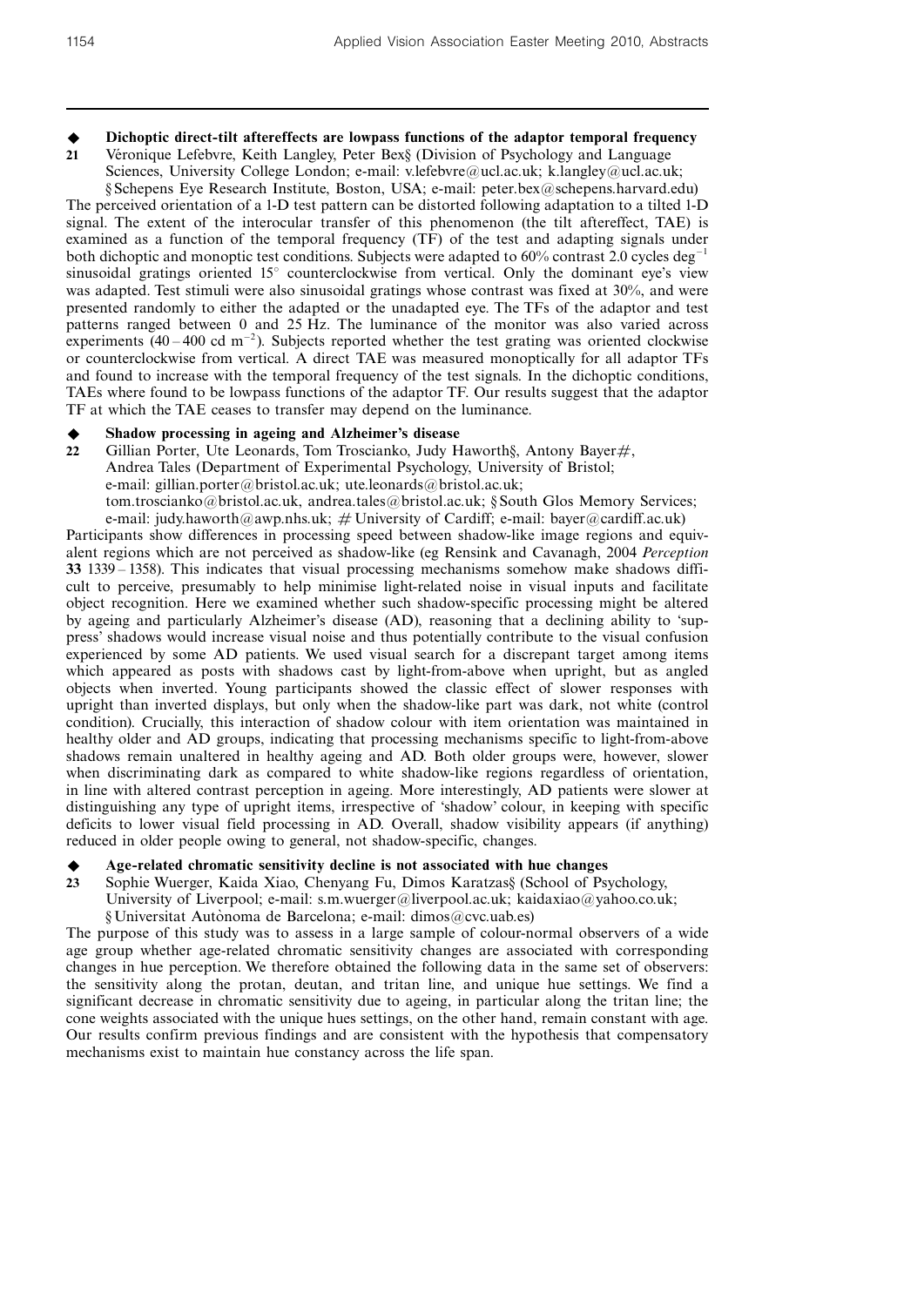◆ **Dichoptic direct-tilt aftereffects are lowpass functions of the adaptor temporal frequency**

**21** Véronique Lefebvre, Keith Langley, Peter Bex§ (Division of Psychology and Language Sciences, University College London; e-mail: v.lefebvre@ucl.ac.uk; k.langley@ucl.ac.uk; § Schepens Eye Research Institute, Boston, USA; e-mail: peter.bex@schepens.harvard.edu)

The perceived orientation of a 1-D test pattern can be distorted following adaptation to a tilted 1-D signal. The extent of the interocular transfer of this phenomenon (the tilt aftereffect, TAE) is examined as a function of the temporal frequency (TF) of the test and adapting signals under both dichoptic and monoptic test conditions. Subjects were adapted to 60% contrast 2.0 cycles $\deg^{-1}$ sinusoidal gratings oriented 15° counterclockwise from vertical. Only the dominant eye's view was adapted. Test stimuli were also sinusoidal gratings whose contrast was fixed at 30%, and were presented randomly to either the adapted or the unadapted eye. The TFs of the adaptor and test patterns ranged between 0 and 25 Hz. The luminance of the monitor was also varied across experiments (40 – 400 cd $\mathrm{m}^{-2}$). Subjects reported whether the test grating was oriented clockwise or counterclockwise from vertical. A direct TAE was measured monoptically for all adaptor TFs and found to increase with the temporal frequency of the test signals. In the dichoptic conditions, TAEs where found to be lowpass functions of the adaptor TF. Our results suggest that the adaptor TF at which the TAE ceases to transfer may depend on the luminance.

◆ **Shadow processing in ageing and Alzheimer's disease**

**22** Gillian Porter, Ute Leonards, Tom Troscianko, Judy Haworth§, Antony Bayer#, Andrea Tales (Department of Experimental Psychology, University of Bristol; e-mail: gillian.porter@bristol.ac.uk; ute.leonards@bristol.ac.uk; tom.troscianko@bristol.ac.uk, andrea.tales@bristol.ac.uk; § South Glos Memory Services; e-mail: judy.haworth@awp.nhs.uk; # University of Cardiff; e-mail: bayer@cardiff.ac.uk)

Participants show differences in processing speed between shadow-like image regions and equivalent regions which are not perceived as shadow-like (eg Rensink and Cavanagh, 2004 *Perception* **33** 1339 – 1358). This indicates that visual processing mechanisms somehow make shadows difficult to perceive, presumably to help minimise light-related noise in visual inputs and facilitate object recognition. Here we examined whether such shadow-specific processing might be altered by ageing and particularly Alzheimer's disease (AD), reasoning that a declining ability to 'suppress' shadows would increase visual noise and thus potentially contribute to the visual confusion experienced by some AD patients. We used visual search for a discrepant target among items which appeared as posts with shadows cast by light-from-above when upright, but as angled objects when inverted. Young participants showed the classic effect of slower responses with upright than inverted displays, but only when the shadow-like part was dark, not white (control condition). Crucially, this interaction of shadow colour with item orientation was maintained in healthy older and AD groups, indicating that processing mechanisms specific to light-from-above shadows remain unaltered in healthy ageing and AD. Both older groups were, however, slower when discriminating dark as compared to white shadow-like regions regardless of orientation, in line with altered contrast perception in ageing. More interestingly, AD patients were slower at distinguishing any type of upright items, irrespective of 'shadow' colour, in keeping with specific deficits to lower visual field processing in AD. Overall, shadow visibility appears (if anything) reduced in older people owing to general, not shadow-specific, changes.

◆ **Age-related chromatic sensitivity decline is not associated with hue changes**

**23** Sophie Wuerger, Kaida Xiao, Chenyang Fu, Dimos Karatzas§ (School of Psychology, University of Liverpool; e-mail: s.m.wuerger@liverpool.ac.uk; kaidaxiao@yahoo.co.uk; § Universitat Autònoma de Barcelona; e-mail: dimos@cvc.uab.es)

The purpose of this study was to assess in a large sample of colour-normal observers of a wide age group whether age-related chromatic sensitivity changes are associated with corresponding changes in hue perception. We therefore obtained the following data in the same set of observers: the sensitivity along the protan, deutan, and tritan line, and unique hue settings. We find a significant decrease in chromatic sensitivity due to ageing, in particular along the tritan line; the cone weights associated with the unique hues settings, on the other hand, remain constant with age. Our results confirm previous findings and are consistent with the hypothesis that compensatory mechanisms exist to maintain hue constancy across the life span.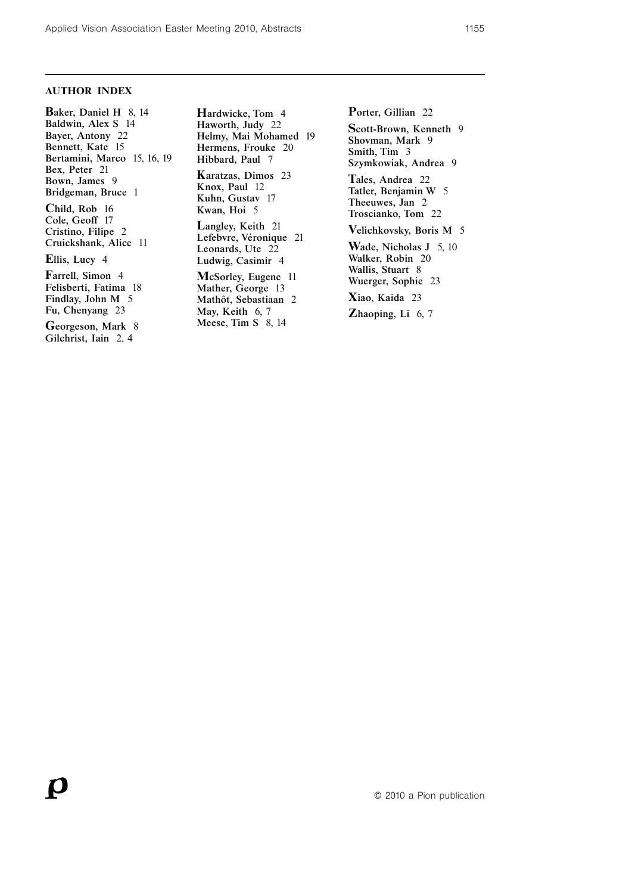## AUTHOR INDEX

**Baker, Daniel H** 8, 14
**Baldwin, Alex S** 14
**Bayer, Antony** 22
**Bennett, Kate** 15
**Bertamini, Marco** 15, 16, 19
**Bex, Peter** 21
**Bown, James** 9
**Bridgeman, Bruce** 1

**Child, Rob** 16
**Cole, Geoff** 17
**Cristino, Filipe** 2
**Cruickshank, Alice** 11

**Ellis, Lucy** 4

**Farrell, Simon** 4
**Felisberti, Fatima** 18
**Findlay, John M** 5
**Fu, Chenyang** 23

**Georgeson, Mark** 8
**Gilchrist, Iain** 2, 4

**Hardwicke, Tom** 4
**Haworth, Judy** 22
**Helmy, Mai Mohamed** 19
**Hermens, Frouke** 20
**Hibbard, Paul** 7

**Karatzas, Dimos** 23
**Knox, Paul** 12
**Kuhn, Gustav** 17
**Kwan, Hoi** 5

**Langley, Keith** 21
**Lefebvre, Véronique** 21
**Leonards, Ute** 22
**Ludwig, Casimir** 4

**McSorley, Eugene** 11
**Mather, George** 13
**Mathôt, Sebastiaan** 2
**May, Keith** 6, 7
**Meese, Tim S** 8, 14

**Porter, Gillian** 22

**Scott-Brown, Kenneth** 9
**Shovman, Mark** 9
**Smith, Tim** 3
**Szymkowiak, Andrea** 9

**Tales, Andrea** 22
**Tatler, Benjamin W** 5
**Theeuwes, Jan** 2
**Troscianko, Tom** 22

**Velichkovsky, Boris M** 5

**Wade, Nicholas J** 5, 10
**Walker, Robin** 20
**Wallis, Stuart** 8
**Wuerger, Sophie** 23

**Xiao, Kaida** 23

**Zhaoping, Li** 6, 7

© 2010 a Pion publication